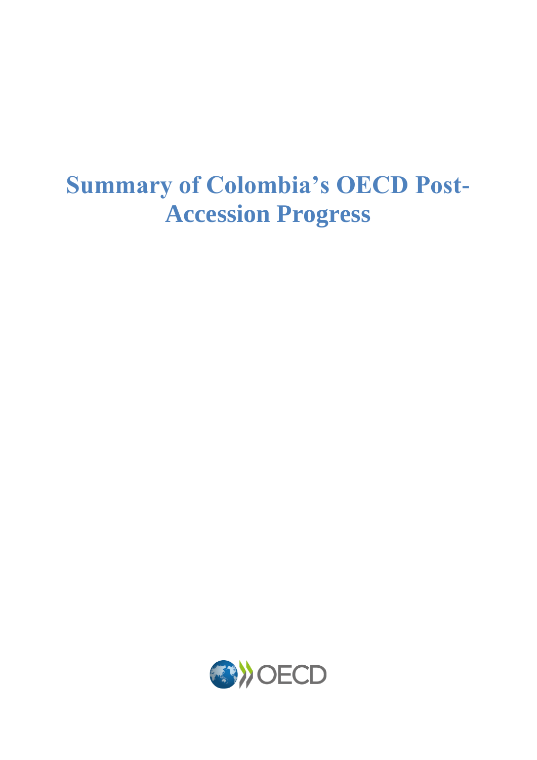# Summary of Colombia's OECD Post-Accession Progress

OECD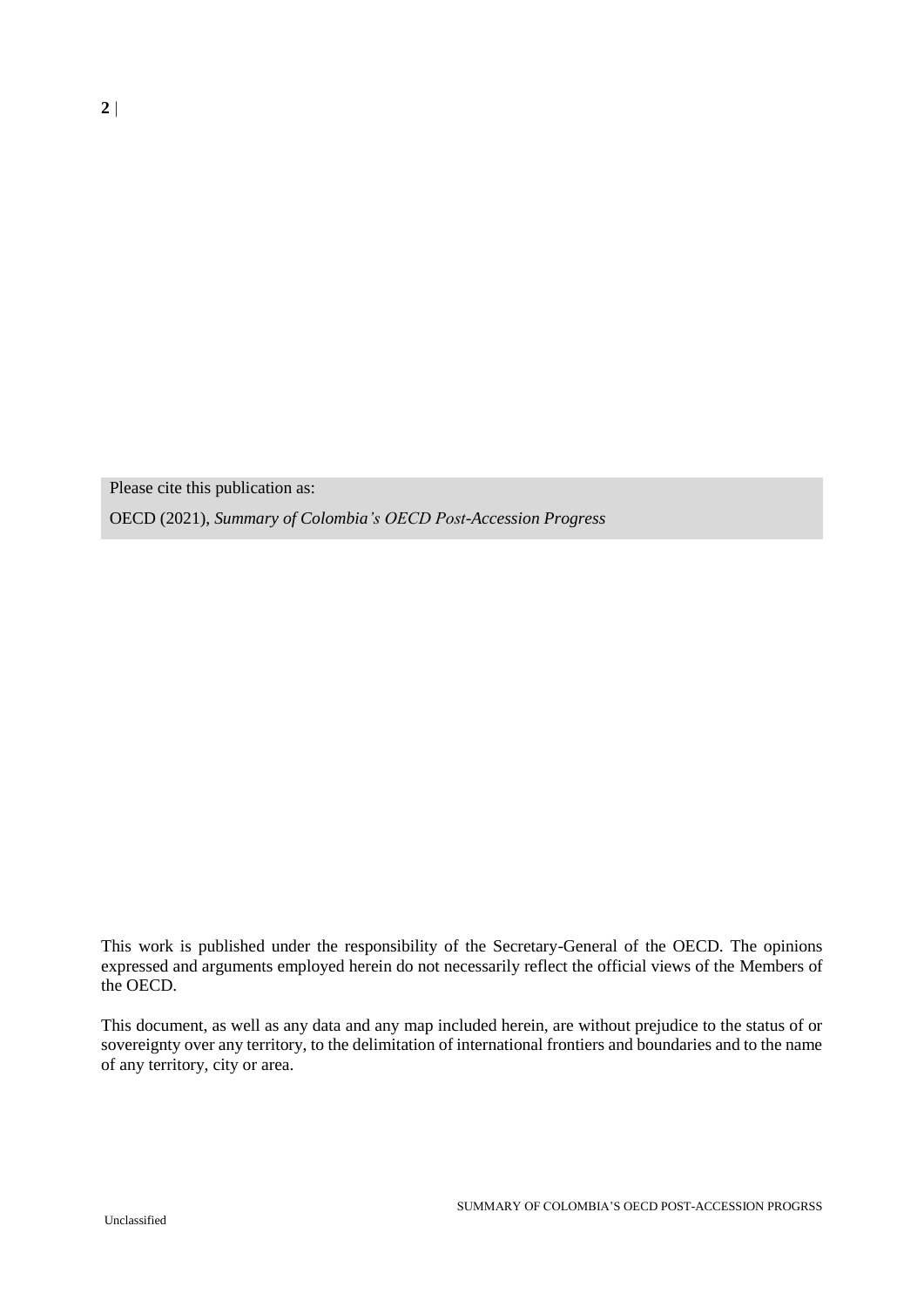Please cite this publication as:

OECD (2021), *Summary of Colombia's OECD Post-Accession Progress*

This work is published under the responsibility of the Secretary-General of the OECD. The opinions expressed and arguments employed herein do not necessarily reflect the official views of the Members of the OECD.

This document, as well as any data and any map included herein, are without prejudice to the status of or sovereignty over any territory, to the delimitation of international frontiers and boundaries and to the name of any territory, city or area.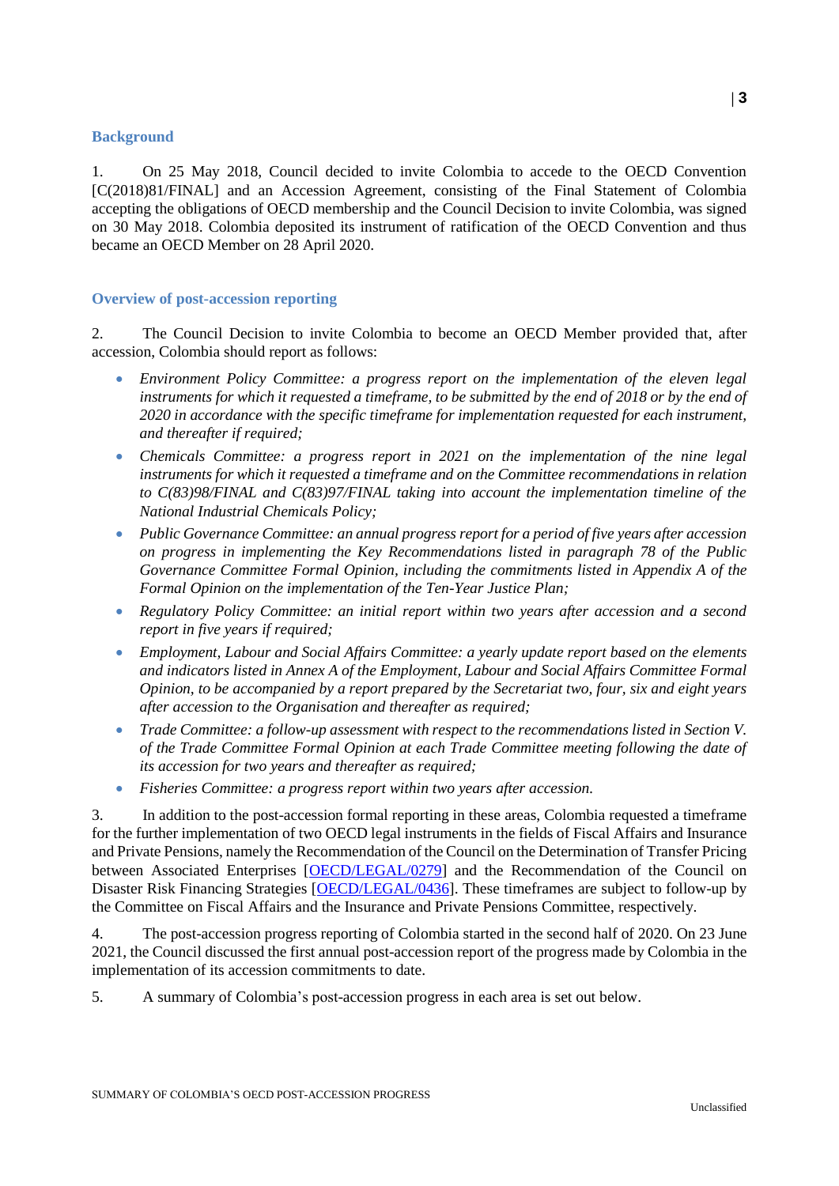## Background

1. On 25 May 2018, Council decided to invite Colombia to accede to the OECD Convention [C(2018)81/FINAL] and an Accession Agreement, consisting of the Final Statement of Colombia accepting the obligations of OECD membership and the Council Decision to invite Colombia, was signed on 30 May 2018. Colombia deposited its instrument of ratification of the OECD Convention and thus became an OECD Member on 28 April 2020.

## Overview of post-accession reporting

2. The Council Decision to invite Colombia to become an OECD Member provided that, after accession, Colombia should report as follows:

- *Environment Policy Committee: a progress report on the implementation of the eleven legal instruments for which it requested a timeframe, to be submitted by the end of 2018 or by the end of 2020 in accordance with the specific timeframe for implementation requested for each instrument, and thereafter if required;*
- *Chemicals Committee: a progress report in 2021 on the implementation of the nine legal instruments for which it requested a timeframe and on the Committee recommendations in relation to C(83)98/FINAL and C(83)97/FINAL taking into account the implementation timeline of the National Industrial Chemicals Policy;*
- *Public Governance Committee: an annual progress report for a period of five years after accession on progress in implementing the Key Recommendations listed in paragraph 78 of the Public Governance Committee Formal Opinion, including the commitments listed in Appendix A of the Formal Opinion on the implementation of the Ten-Year Justice Plan;*
- *Regulatory Policy Committee: an initial report within two years after accession and a second report in five years if required;*
- *Employment, Labour and Social Affairs Committee: a yearly update report based on the elements and indicators listed in Annex A of the Employment, Labour and Social Affairs Committee Formal Opinion, to be accompanied by a report prepared by the Secretariat two, four, six and eight years after accession to the Organisation and thereafter as required;*
- *Trade Committee: a follow-up assessment with respect to the recommendations listed in Section V. of the Trade Committee Formal Opinion at each Trade Committee meeting following the date of its accession for two years and thereafter as required;*
- *Fisheries Committee: a progress report within two years after accession.*

3. In addition to the post-accession formal reporting in these areas, Colombia requested a timeframe for the further implementation of two OECD legal instruments in the fields of Fiscal Affairs and Insurance and Private Pensions, namely the Recommendation of the Council on the Determination of Transfer Pricing between Associated Enterprises [OECD/LEGAL/0279] and the Recommendation of the Council on Disaster Risk Financing Strategies [OECD/LEGAL/0436]. These timeframes are subject to follow-up by the Committee on Fiscal Affairs and the Insurance and Private Pensions Committee, respectively.

4. The post-accession progress reporting of Colombia started in the second half of 2020. On 23 June 2021, the Council discussed the first annual post-accession report of the progress made by Colombia in the implementation of its accession commitments to date.

5. A summary of Colombia's post-accession progress in each area is set out below.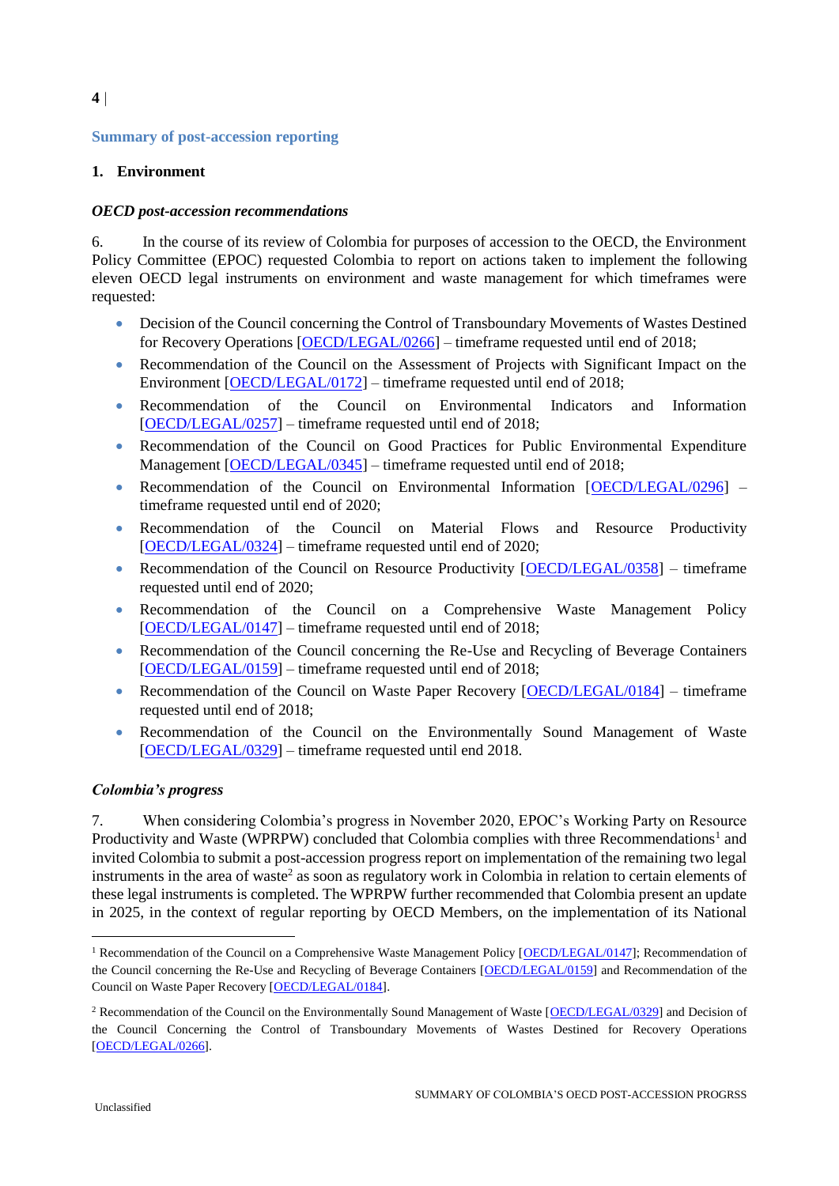## Summary of post-accession reporting

### 1. Environment

#### *OECD post-accession recommendations*

6. In the course of its review of Colombia for purposes of accession to the OECD, the Environment Policy Committee (EPOC) requested Colombia to report on actions taken to implement the following eleven OECD legal instruments on environment and waste management for which timeframes were requested:

- Decision of the Council concerning the Control of Transboundary Movements of Wastes Destined for Recovery Operations [OECD/LEGAL/0266] – timeframe requested until end of 2018;
- Recommendation of the Council on the Assessment of Projects with Significant Impact on the Environment [OECD/LEGAL/0172] – timeframe requested until end of 2018;
- Recommendation of the Council on Environmental Indicators and Information [OECD/LEGAL/0257] – timeframe requested until end of 2018;
- Recommendation of the Council on Good Practices for Public Environmental Expenditure Management [OECD/LEGAL/0345] – timeframe requested until end of 2018;
- Recommendation of the Council on Environmental Information [OECD/LEGAL/0296] – timeframe requested until end of 2020;
- Recommendation of the Council on Material Flows and Resource Productivity [OECD/LEGAL/0324] – timeframe requested until end of 2020;
- Recommendation of the Council on Resource Productivity [OECD/LEGAL/0358] – timeframe requested until end of 2020;
- Recommendation of the Council on a Comprehensive Waste Management Policy [OECD/LEGAL/0147] – timeframe requested until end of 2018;
- Recommendation of the Council concerning the Re-Use and Recycling of Beverage Containers [OECD/LEGAL/0159] – timeframe requested until end of 2018;
- Recommendation of the Council on Waste Paper Recovery [OECD/LEGAL/0184] – timeframe requested until end of 2018;
- Recommendation of the Council on the Environmentally Sound Management of Waste [OECD/LEGAL/0329] – timeframe requested until end 2018.

#### *Colombia's progress*

7. When considering Colombia's progress in November 2020, EPOC's Working Party on Resource Productivity and Waste (WPRPW) concluded that Colombia complies with three Recommendations[1] and invited Colombia to submit a post-accession progress report on implementation of the remaining two legal instruments in the area of waste[2] as soon as regulatory work in Colombia in relation to certain elements of these legal instruments is completed. The WPRPW further recommended that Colombia present an update in 2025, in the context of regular reporting by OECD Members, on the implementation of its National

---

[1] Recommendation of the Council on a Comprehensive Waste Management Policy [OECD/LEGAL/0147]; Recommendation of the Council concerning the Re-Use and Recycling of Beverage Containers [OECD/LEGAL/0159] and Recommendation of the Council on Waste Paper Recovery [OECD/LEGAL/0184].

[2] Recommendation of the Council on the Environmentally Sound Management of Waste [OECD/LEGAL/0329] and Decision of the Council Concerning the Control of Transboundary Movements of Wastes Destined for Recovery Operations [OECD/LEGAL/0266].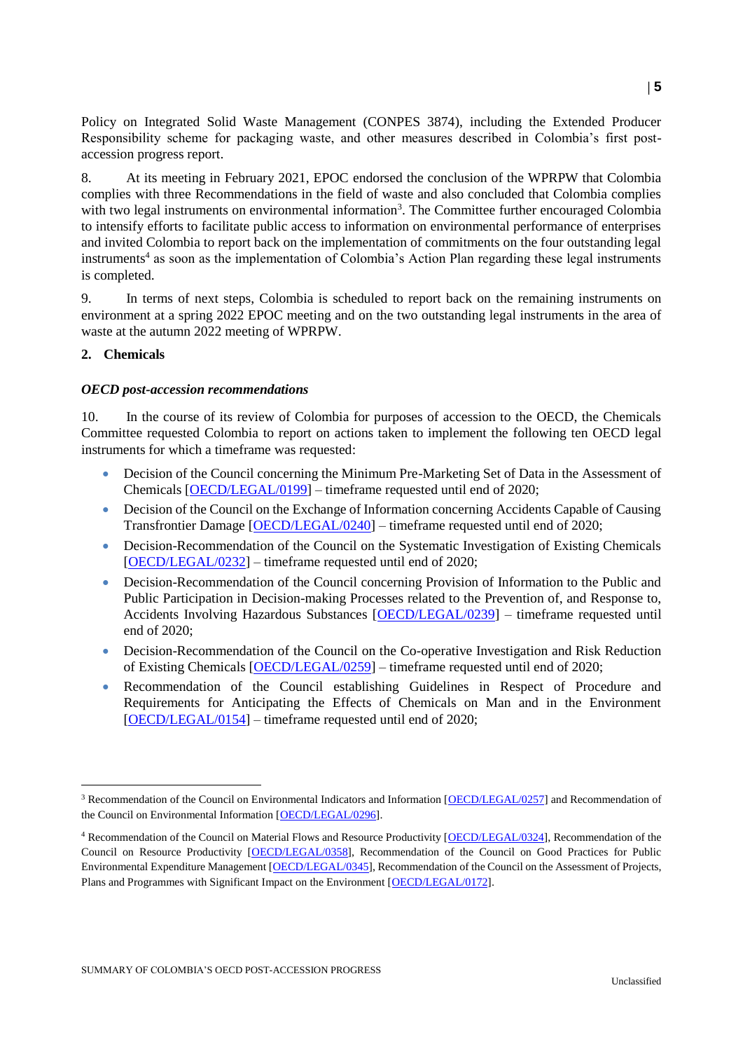Policy on Integrated Solid Waste Management (CONPES 3874), including the Extended Producer Responsibility scheme for packaging waste, and other measures described in Colombia's first post-accession progress report.

8. At its meeting in February 2021, EPOC endorsed the conclusion of the WPRPW that Colombia complies with three Recommendations in the field of waste and also concluded that Colombia complies with two legal instruments on environmental information[3]. The Committee further encouraged Colombia to intensify efforts to facilitate public access to information on environmental performance of enterprises and invited Colombia to report back on the implementation of commitments on the four outstanding legal instruments[4] as soon as the implementation of Colombia's Action Plan regarding these legal instruments is completed.

9. In terms of next steps, Colombia is scheduled to report back on the remaining instruments on environment at a spring 2022 EPOC meeting and on the two outstanding legal instruments in the area of waste at the autumn 2022 meeting of WPRPW.

## 2. Chemicals

### *OECD post-accession recommendations*

10. In the course of its review of Colombia for purposes of accession to the OECD, the Chemicals Committee requested Colombia to report on actions taken to implement the following ten OECD legal instruments for which a timeframe was requested:

- Decision of the Council concerning the Minimum Pre-Marketing Set of Data in the Assessment of Chemicals [OECD/LEGAL/0199] – timeframe requested until end of 2020;
- Decision of the Council on the Exchange of Information concerning Accidents Capable of Causing Transfrontier Damage [OECD/LEGAL/0240] – timeframe requested until end of 2020;
- Decision-Recommendation of the Council on the Systematic Investigation of Existing Chemicals [OECD/LEGAL/0232] – timeframe requested until end of 2020;
- Decision-Recommendation of the Council concerning Provision of Information to the Public and Public Participation in Decision-making Processes related to the Prevention of, and Response to, Accidents Involving Hazardous Substances [OECD/LEGAL/0239] – timeframe requested until end of 2020;
- Decision-Recommendation of the Council on the Co-operative Investigation and Risk Reduction of Existing Chemicals [OECD/LEGAL/0259] – timeframe requested until end of 2020;
- Recommendation of the Council establishing Guidelines in Respect of Procedure and Requirements for Anticipating the Effects of Chemicals on Man and in the Environment [OECD/LEGAL/0154] – timeframe requested until end of 2020;

---

[3] Recommendation of the Council on Environmental Indicators and Information [OECD/LEGAL/0257] and Recommendation of the Council on Environmental Information [OECD/LEGAL/0296].

[4] Recommendation of the Council on Material Flows and Resource Productivity [OECD/LEGAL/0324], Recommendation of the Council on Resource Productivity [OECD/LEGAL/0358], Recommendation of the Council on Good Practices for Public Environmental Expenditure Management [OECD/LEGAL/0345], Recommendation of the Council on the Assessment of Projects, Plans and Programmes with Significant Impact on the Environment [OECD/LEGAL/0172].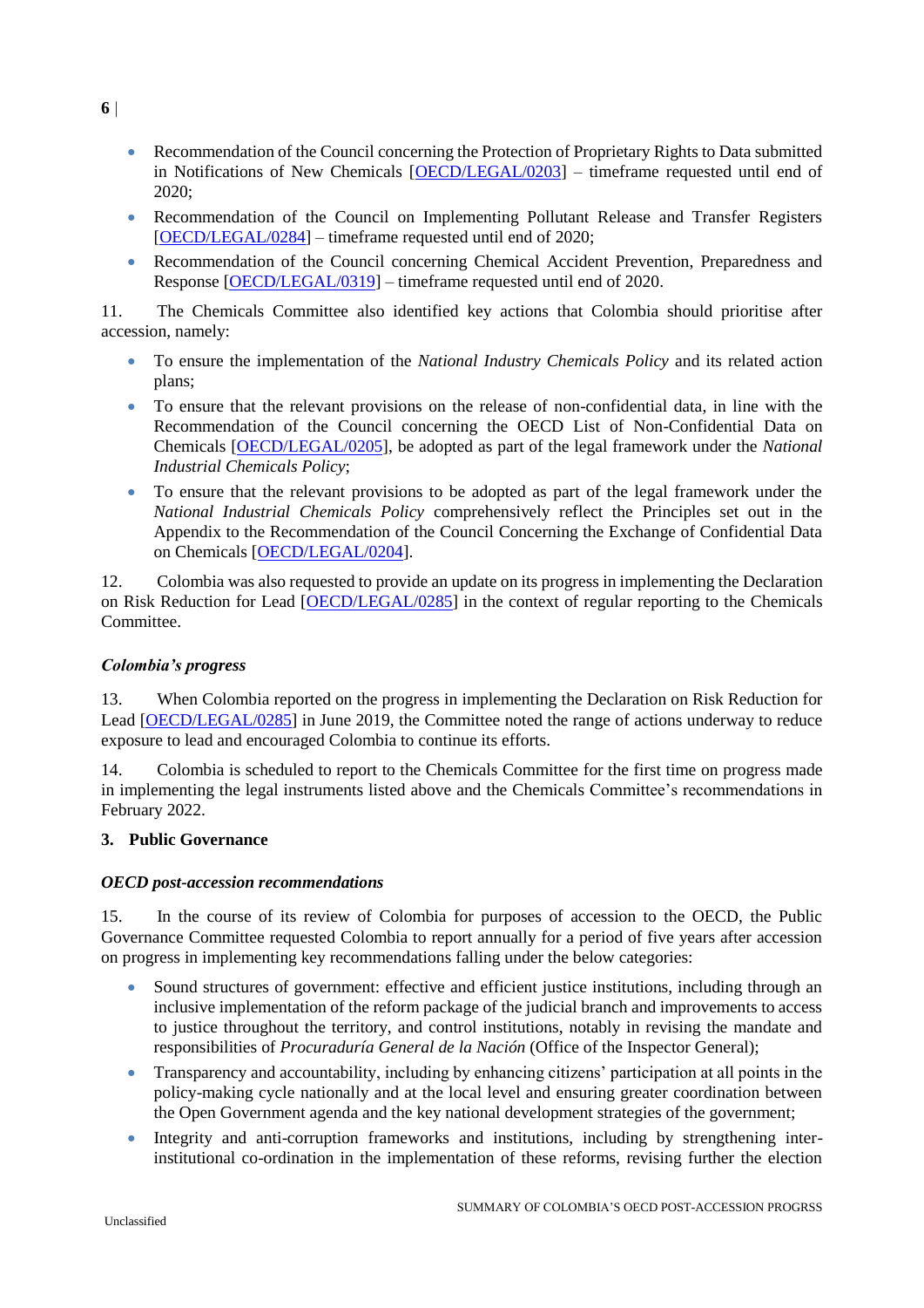- Recommendation of the Council concerning the Protection of Proprietary Rights to Data submitted in Notifications of New Chemicals [OECD/LEGAL/0203] – timeframe requested until end of 2020;
- Recommendation of the Council on Implementing Pollutant Release and Transfer Registers [OECD/LEGAL/0284] – timeframe requested until end of 2020;
- Recommendation of the Council concerning Chemical Accident Prevention, Preparedness and Response [OECD/LEGAL/0319] – timeframe requested until end of 2020.

11. The Chemicals Committee also identified key actions that Colombia should prioritise after accession, namely:

- To ensure the implementation of the *National Industry Chemicals Policy* and its related action plans;
- To ensure that the relevant provisions on the release of non-confidential data, in line with the Recommendation of the Council concerning the OECD List of Non-Confidential Data on Chemicals [OECD/LEGAL/0205], be adopted as part of the legal framework under the *National Industrial Chemicals Policy*;
- To ensure that the relevant provisions to be adopted as part of the legal framework under the *National Industrial Chemicals Policy* comprehensively reflect the Principles set out in the Appendix to the Recommendation of the Council Concerning the Exchange of Confidential Data on Chemicals [OECD/LEGAL/0204].

12. Colombia was also requested to provide an update on its progress in implementing the Declaration on Risk Reduction for Lead [OECD/LEGAL/0285] in the context of regular reporting to the Chemicals Committee.

### *Colombia's progress*

13. When Colombia reported on the progress in implementing the Declaration on Risk Reduction for Lead [OECD/LEGAL/0285] in June 2019, the Committee noted the range of actions underway to reduce exposure to lead and encouraged Colombia to continue its efforts.

14. Colombia is scheduled to report to the Chemicals Committee for the first time on progress made in implementing the legal instruments listed above and the Chemicals Committee's recommendations in February 2022.

## 3. Public Governance

### *OECD post-accession recommendations*

15. In the course of its review of Colombia for purposes of accession to the OECD, the Public Governance Committee requested Colombia to report annually for a period of five years after accession on progress in implementing key recommendations falling under the below categories:

- Sound structures of government: effective and efficient justice institutions, including through an inclusive implementation of the reform package of the judicial branch and improvements to access to justice throughout the territory, and control institutions, notably in revising the mandate and responsibilities of *Procuraduría General de la Nación* (Office of the Inspector General);
- Transparency and accountability, including by enhancing citizens' participation at all points in the policy-making cycle nationally and at the local level and ensuring greater coordination between the Open Government agenda and the key national development strategies of the government;
- Integrity and anti-corruption frameworks and institutions, including by strengthening inter-institutional co-ordination in the implementation of these reforms, revising further the election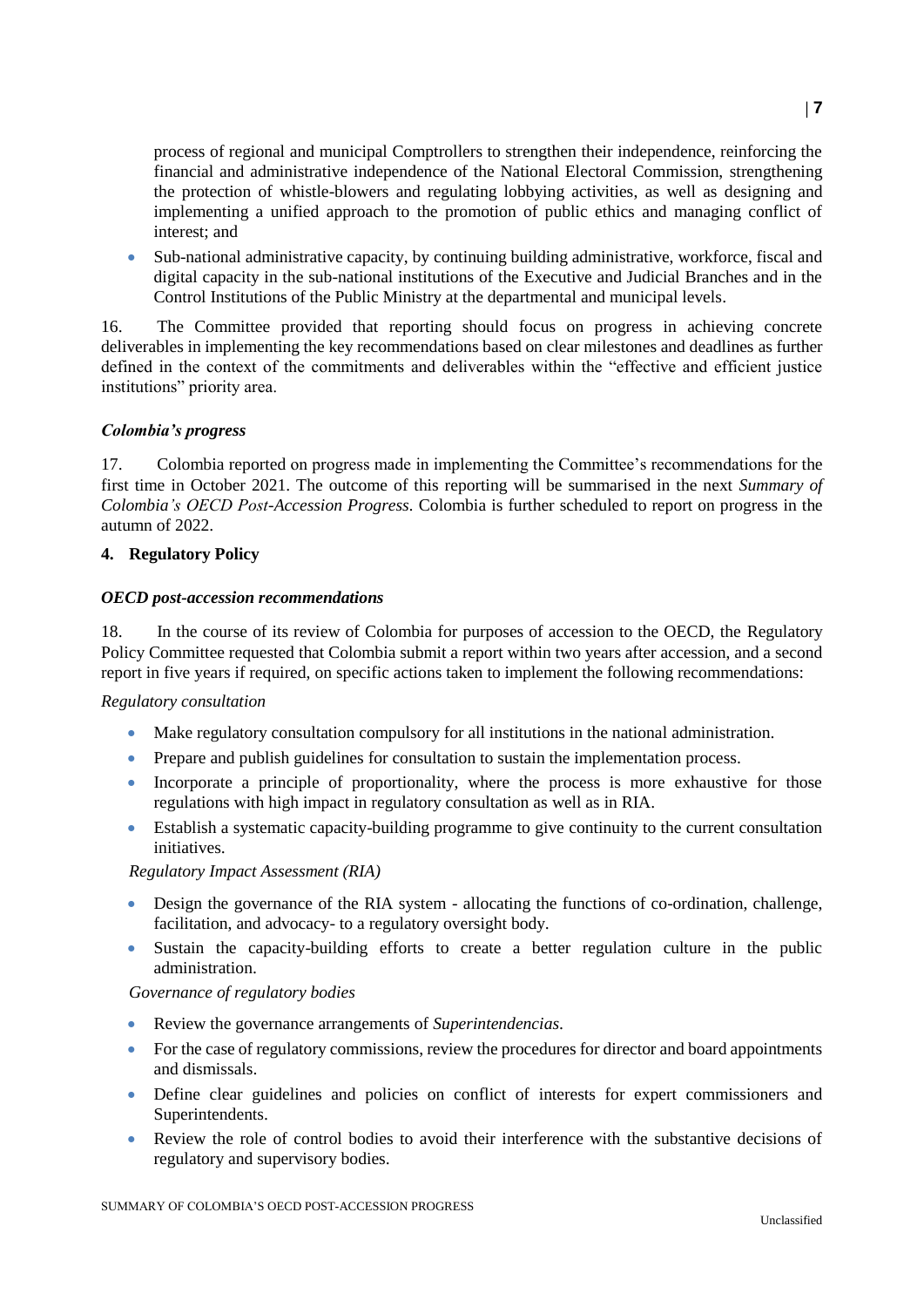process of regional and municipal Comptrollers to strengthen their independence, reinforcing the financial and administrative independence of the National Electoral Commission, strengthening the protection of whistle-blowers and regulating lobbying activities, as well as designing and implementing a unified approach to the promotion of public ethics and managing conflict of interest; and

- Sub-national administrative capacity, by continuing building administrative, workforce, fiscal and digital capacity in the sub-national institutions of the Executive and Judicial Branches and in the Control Institutions of the Public Ministry at the departmental and municipal levels.

16. The Committee provided that reporting should focus on progress in achieving concrete deliverables in implementing the key recommendations based on clear milestones and deadlines as further defined in the context of the commitments and deliverables within the "effective and efficient justice institutions" priority area.

### *Colombia's progress*

17. Colombia reported on progress made in implementing the Committee's recommendations for the first time in October 2021. The outcome of this reporting will be summarised in the next *Summary of Colombia's OECD Post-Accession Progress*. Colombia is further scheduled to report on progress in the autumn of 2022.

## 4. Regulatory Policy

### *OECD post-accession recommendations*

18. In the course of its review of Colombia for purposes of accession to the OECD, the Regulatory Policy Committee requested that Colombia submit a report within two years after accession, and a second report in five years if required, on specific actions taken to implement the following recommendations:

*Regulatory consultation*

- Make regulatory consultation compulsory for all institutions in the national administration.
- Prepare and publish guidelines for consultation to sustain the implementation process.
- Incorporate a principle of proportionality, where the process is more exhaustive for those regulations with high impact in regulatory consultation as well as in RIA.
- Establish a systematic capacity-building programme to give continuity to the current consultation initiatives.

*Regulatory Impact Assessment (RIA)*

- Design the governance of the RIA system - allocating the functions of co-ordination, challenge, facilitation, and advocacy- to a regulatory oversight body.
- Sustain the capacity-building efforts to create a better regulation culture in the public administration.

*Governance of regulatory bodies*

- Review the governance arrangements of *Superintendencias*.
- For the case of regulatory commissions, review the procedures for director and board appointments and dismissals.
- Define clear guidelines and policies on conflict of interests for expert commissioners and Superintendents.
- Review the role of control bodies to avoid their interference with the substantive decisions of regulatory and supervisory bodies.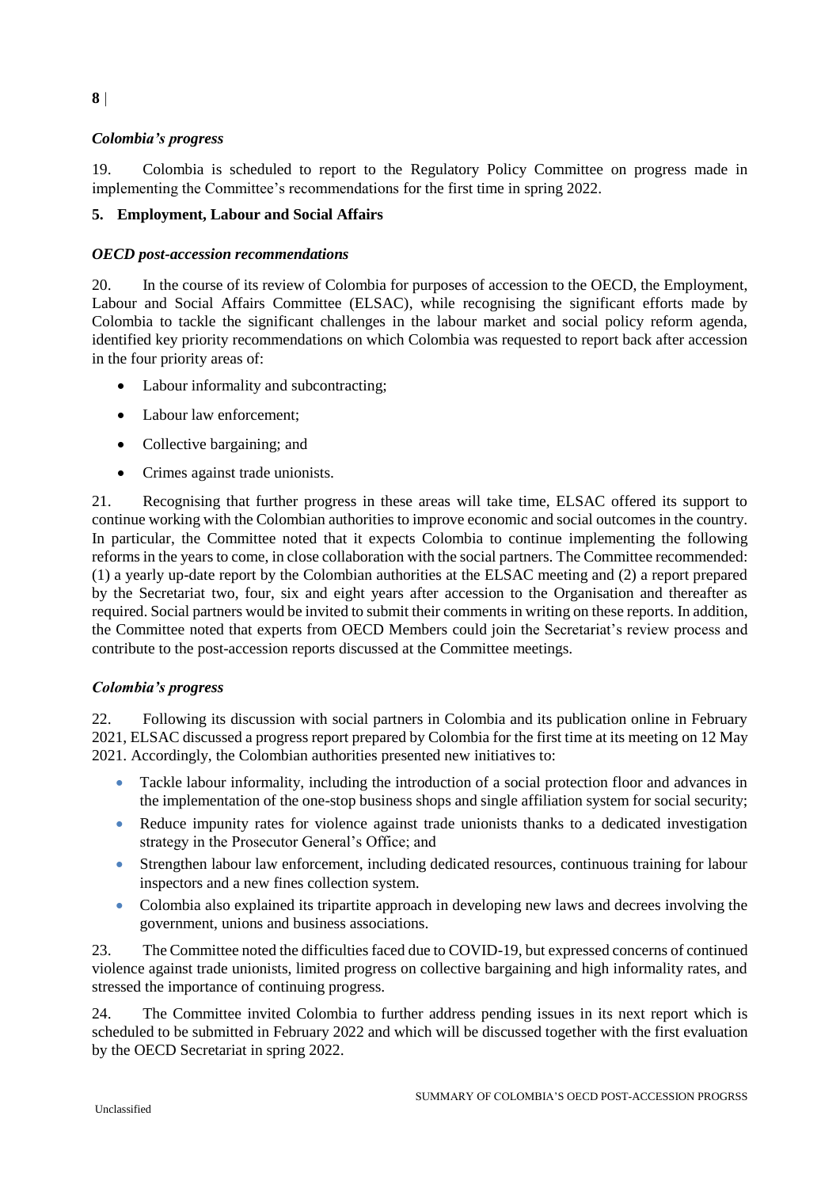### *Colombia's progress*

19. Colombia is scheduled to report to the Regulatory Policy Committee on progress made in implementing the Committee's recommendations for the first time in spring 2022.

## 5. Employment, Labour and Social Affairs

### *OECD post-accession recommendations*

20. In the course of its review of Colombia for purposes of accession to the OECD, the Employment, Labour and Social Affairs Committee (ELSAC), while recognising the significant efforts made by Colombia to tackle the significant challenges in the labour market and social policy reform agenda, identified key priority recommendations on which Colombia was requested to report back after accession in the four priority areas of:

- Labour informality and subcontracting;
- Labour law enforcement;
- Collective bargaining; and
- Crimes against trade unionists.

21. Recognising that further progress in these areas will take time, ELSAC offered its support to continue working with the Colombian authorities to improve economic and social outcomes in the country. In particular, the Committee noted that it expects Colombia to continue implementing the following reforms in the years to come, in close collaboration with the social partners. The Committee recommended: (1) a yearly up-date report by the Colombian authorities at the ELSAC meeting and (2) a report prepared by the Secretariat two, four, six and eight years after accession to the Organisation and thereafter as required. Social partners would be invited to submit their comments in writing on these reports. In addition, the Committee noted that experts from OECD Members could join the Secretariat's review process and contribute to the post-accession reports discussed at the Committee meetings.

### *Colombia's progress*

22. Following its discussion with social partners in Colombia and its publication online in February 2021, ELSAC discussed a progress report prepared by Colombia for the first time at its meeting on 12 May 2021. Accordingly, the Colombian authorities presented new initiatives to:

- Tackle labour informality, including the introduction of a social protection floor and advances in the implementation of the one-stop business shops and single affiliation system for social security;
- Reduce impunity rates for violence against trade unionists thanks to a dedicated investigation strategy in the Prosecutor General's Office; and
- Strengthen labour law enforcement, including dedicated resources, continuous training for labour inspectors and a new fines collection system.
- Colombia also explained its tripartite approach in developing new laws and decrees involving the government, unions and business associations.

23. The Committee noted the difficulties faced due to COVID-19, but expressed concerns of continued violence against trade unionists, limited progress on collective bargaining and high informality rates, and stressed the importance of continuing progress.

24. The Committee invited Colombia to further address pending issues in its next report which is scheduled to be submitted in February 2022 and which will be discussed together with the first evaluation by the OECD Secretariat in spring 2022.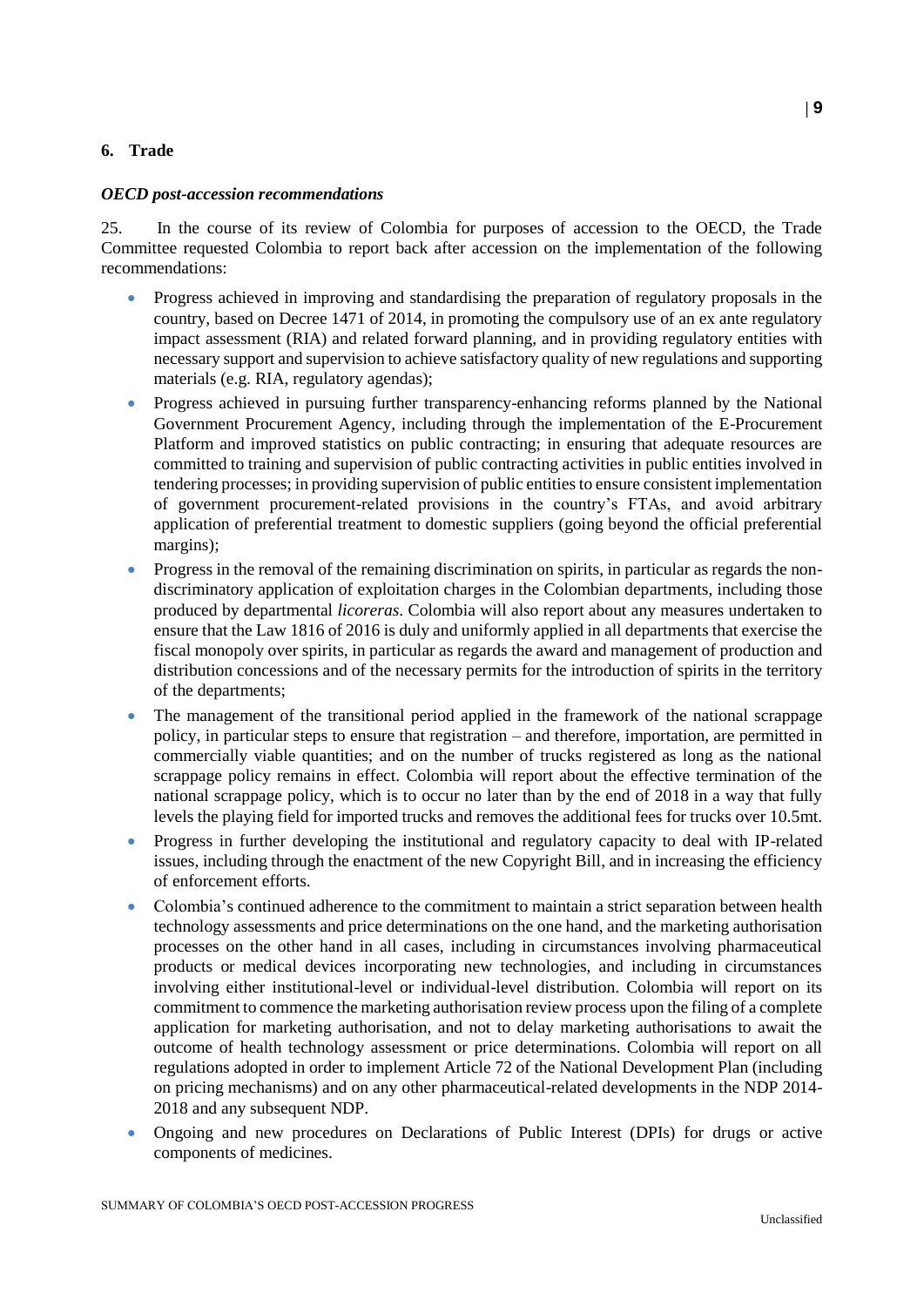## 6. Trade

### *OECD post-accession recommendations*

25. In the course of its review of Colombia for purposes of accession to the OECD, the Trade Committee requested Colombia to report back after accession on the implementation of the following recommendations:

- Progress achieved in improving and standardising the preparation of regulatory proposals in the country, based on Decree 1471 of 2014, in promoting the compulsory use of an ex ante regulatory impact assessment (RIA) and related forward planning, and in providing regulatory entities with necessary support and supervision to achieve satisfactory quality of new regulations and supporting materials (e.g. RIA, regulatory agendas);
- Progress achieved in pursuing further transparency-enhancing reforms planned by the National Government Procurement Agency, including through the implementation of the E-Procurement Platform and improved statistics on public contracting; in ensuring that adequate resources are committed to training and supervision of public contracting activities in public entities involved in tendering processes; in providing supervision of public entities to ensure consistent implementation of government procurement-related provisions in the country's FTAs, and avoid arbitrary application of preferential treatment to domestic suppliers (going beyond the official preferential margins);
- Progress in the removal of the remaining discrimination on spirits, in particular as regards the non-discriminatory application of exploitation charges in the Colombian departments, including those produced by departmental *licoreras*. Colombia will also report about any measures undertaken to ensure that the Law 1816 of 2016 is duly and uniformly applied in all departments that exercise the fiscal monopoly over spirits, in particular as regards the award and management of production and distribution concessions and of the necessary permits for the introduction of spirits in the territory of the departments;
- The management of the transitional period applied in the framework of the national scrappage policy, in particular steps to ensure that registration – and therefore, importation, are permitted in commercially viable quantities; and on the number of trucks registered as long as the national scrappage policy remains in effect. Colombia will report about the effective termination of the national scrappage policy, which is to occur no later than by the end of 2018 in a way that fully levels the playing field for imported trucks and removes the additional fees for trucks over 10.5mt.
- Progress in further developing the institutional and regulatory capacity to deal with IP-related issues, including through the enactment of the new Copyright Bill, and in increasing the efficiency of enforcement efforts.
- Colombia's continued adherence to the commitment to maintain a strict separation between health technology assessments and price determinations on the one hand, and the marketing authorisation processes on the other hand in all cases, including in circumstances involving pharmaceutical products or medical devices incorporating new technologies, and including in circumstances involving either institutional-level or individual-level distribution. Colombia will report on its commitment to commence the marketing authorisation review process upon the filing of a complete application for marketing authorisation, and not to delay marketing authorisations to await the outcome of health technology assessment or price determinations. Colombia will report on all regulations adopted in order to implement Article 72 of the National Development Plan (including on pricing mechanisms) and on any other pharmaceutical-related developments in the NDP 2014-2018 and any subsequent NDP.
- Ongoing and new procedures on Declarations of Public Interest (DPIs) for drugs or active components of medicines.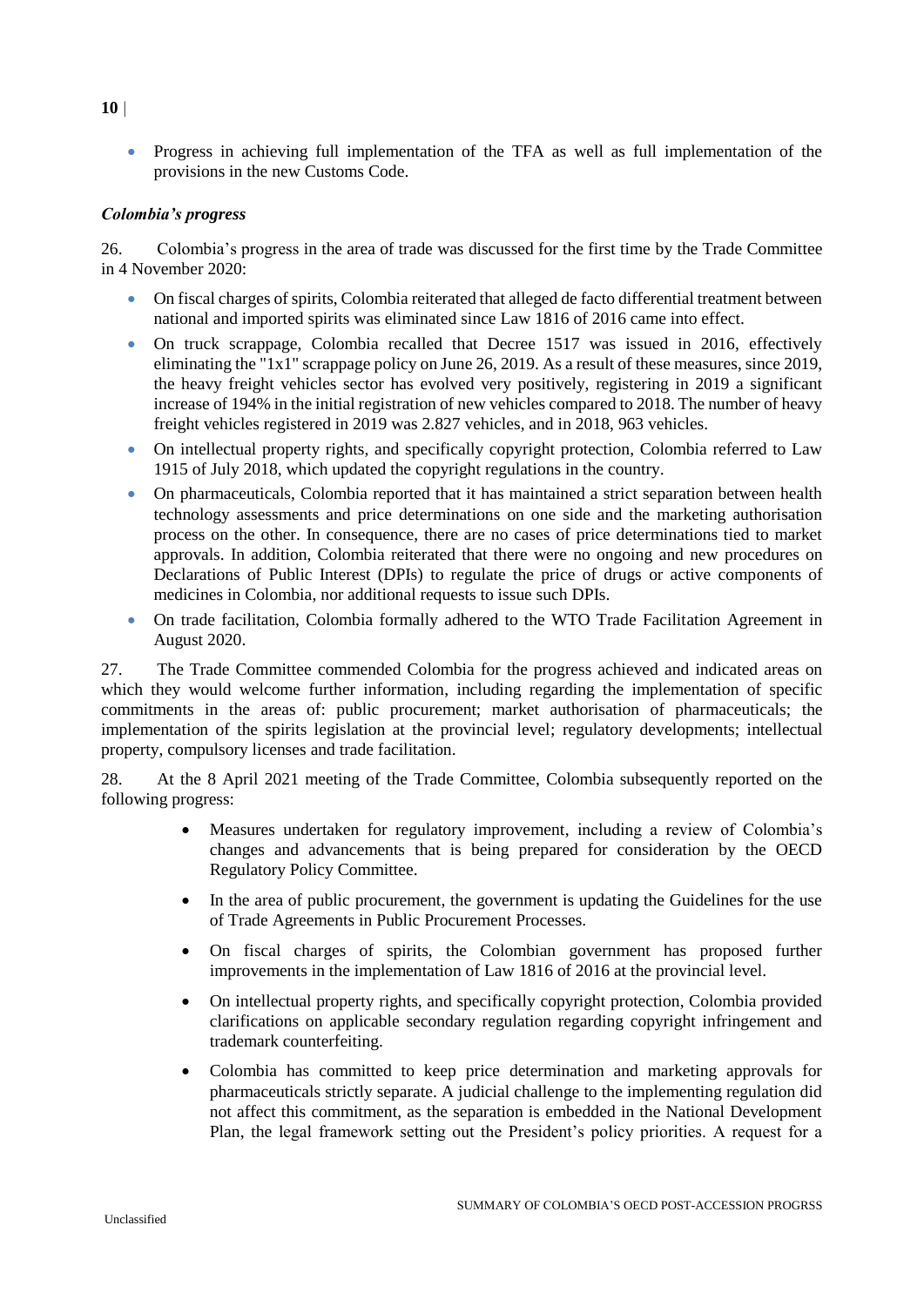- Progress in achieving full implementation of the TFA as well as full implementation of the provisions in the new Customs Code.

### *Colombia's progress*

26. Colombia's progress in the area of trade was discussed for the first time by the Trade Committee in 4 November 2020:

- On fiscal charges of spirits, Colombia reiterated that alleged de facto differential treatment between national and imported spirits was eliminated since Law 1816 of 2016 came into effect.
- On truck scrappage, Colombia recalled that Decree 1517 was issued in 2016, effectively eliminating the "1x1" scrappage policy on June 26, 2019. As a result of these measures, since 2019, the heavy freight vehicles sector has evolved very positively, registering in 2019 a significant increase of 194% in the initial registration of new vehicles compared to 2018. The number of heavy freight vehicles registered in 2019 was 2.827 vehicles, and in 2018, 963 vehicles.
- On intellectual property rights, and specifically copyright protection, Colombia referred to Law 1915 of July 2018, which updated the copyright regulations in the country.
- On pharmaceuticals, Colombia reported that it has maintained a strict separation between health technology assessments and price determinations on one side and the marketing authorisation process on the other. In consequence, there are no cases of price determinations tied to market approvals. In addition, Colombia reiterated that there were no ongoing and new procedures on Declarations of Public Interest (DPIs) to regulate the price of drugs or active components of medicines in Colombia, nor additional requests to issue such DPIs.
- On trade facilitation, Colombia formally adhered to the WTO Trade Facilitation Agreement in August 2020.

27. The Trade Committee commended Colombia for the progress achieved and indicated areas on which they would welcome further information, including regarding the implementation of specific commitments in the areas of: public procurement; market authorisation of pharmaceuticals; the implementation of the spirits legislation at the provincial level; regulatory developments; intellectual property, compulsory licenses and trade facilitation.

28. At the 8 April 2021 meeting of the Trade Committee, Colombia subsequently reported on the following progress:

- Measures undertaken for regulatory improvement, including a review of Colombia's changes and advancements that is being prepared for consideration by the OECD Regulatory Policy Committee.
- In the area of public procurement, the government is updating the Guidelines for the use of Trade Agreements in Public Procurement Processes.
- On fiscal charges of spirits, the Colombian government has proposed further improvements in the implementation of Law 1816 of 2016 at the provincial level.
- On intellectual property rights, and specifically copyright protection, Colombia provided clarifications on applicable secondary regulation regarding copyright infringement and trademark counterfeiting.
- Colombia has committed to keep price determination and marketing approvals for pharmaceuticals strictly separate. A judicial challenge to the implementing regulation did not affect this commitment, as the separation is embedded in the National Development Plan, the legal framework setting out the President's policy priorities. A request for a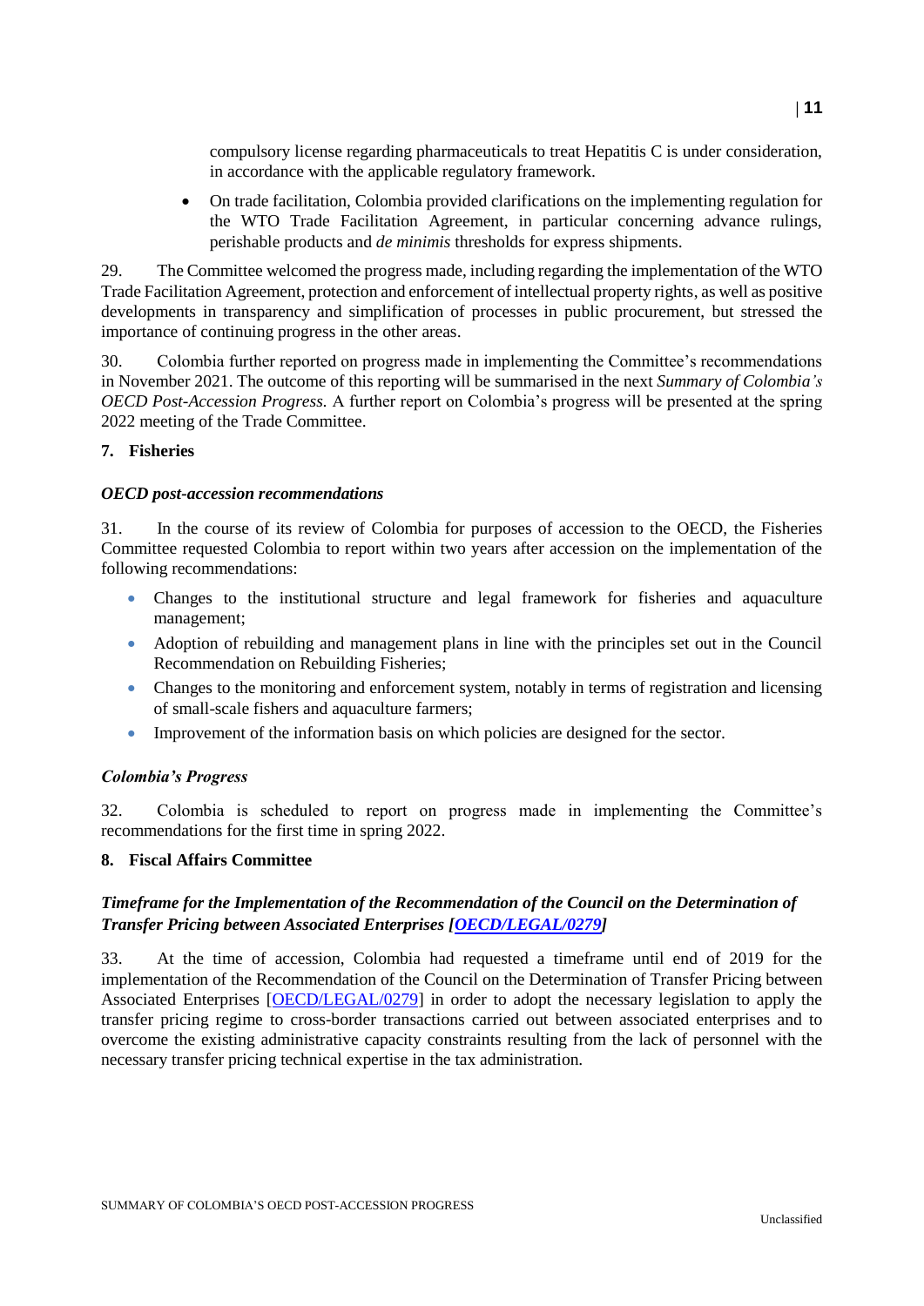compulsory license regarding pharmaceuticals to treat Hepatitis C is under consideration, in accordance with the applicable regulatory framework.

- On trade facilitation, Colombia provided clarifications on the implementing regulation for the WTO Trade Facilitation Agreement, in particular concerning advance rulings, perishable products and *de minimis* thresholds for express shipments.

29. The Committee welcomed the progress made, including regarding the implementation of the WTO Trade Facilitation Agreement, protection and enforcement of intellectual property rights, as well as positive developments in transparency and simplification of processes in public procurement, but stressed the importance of continuing progress in the other areas.

30. Colombia further reported on progress made in implementing the Committee's recommendations in November 2021. The outcome of this reporting will be summarised in the next *Summary of Colombia's OECD Post-Accession Progress.* A further report on Colombia's progress will be presented at the spring 2022 meeting of the Trade Committee.

## 7. Fisheries

### *OECD post-accession recommendations*

31. In the course of its review of Colombia for purposes of accession to the OECD, the Fisheries Committee requested Colombia to report within two years after accession on the implementation of the following recommendations:

- Changes to the institutional structure and legal framework for fisheries and aquaculture management;
- Adoption of rebuilding and management plans in line with the principles set out in the Council Recommendation on Rebuilding Fisheries;
- Changes to the monitoring and enforcement system, notably in terms of registration and licensing of small-scale fishers and aquaculture farmers;
- Improvement of the information basis on which policies are designed for the sector.

### *Colombia's Progress*

32. Colombia is scheduled to report on progress made in implementing the Committee's recommendations for the first time in spring 2022.

## 8. Fiscal Affairs Committee

### *Timeframe for the Implementation of the Recommendation of the Council on the Determination of Transfer Pricing between Associated Enterprises [OECD/LEGAL/0279]*

33. At the time of accession, Colombia had requested a timeframe until end of 2019 for the implementation of the Recommendation of the Council on the Determination of Transfer Pricing between Associated Enterprises [OECD/LEGAL/0279] in order to adopt the necessary legislation to apply the transfer pricing regime to cross-border transactions carried out between associated enterprises and to overcome the existing administrative capacity constraints resulting from the lack of personnel with the necessary transfer pricing technical expertise in the tax administration.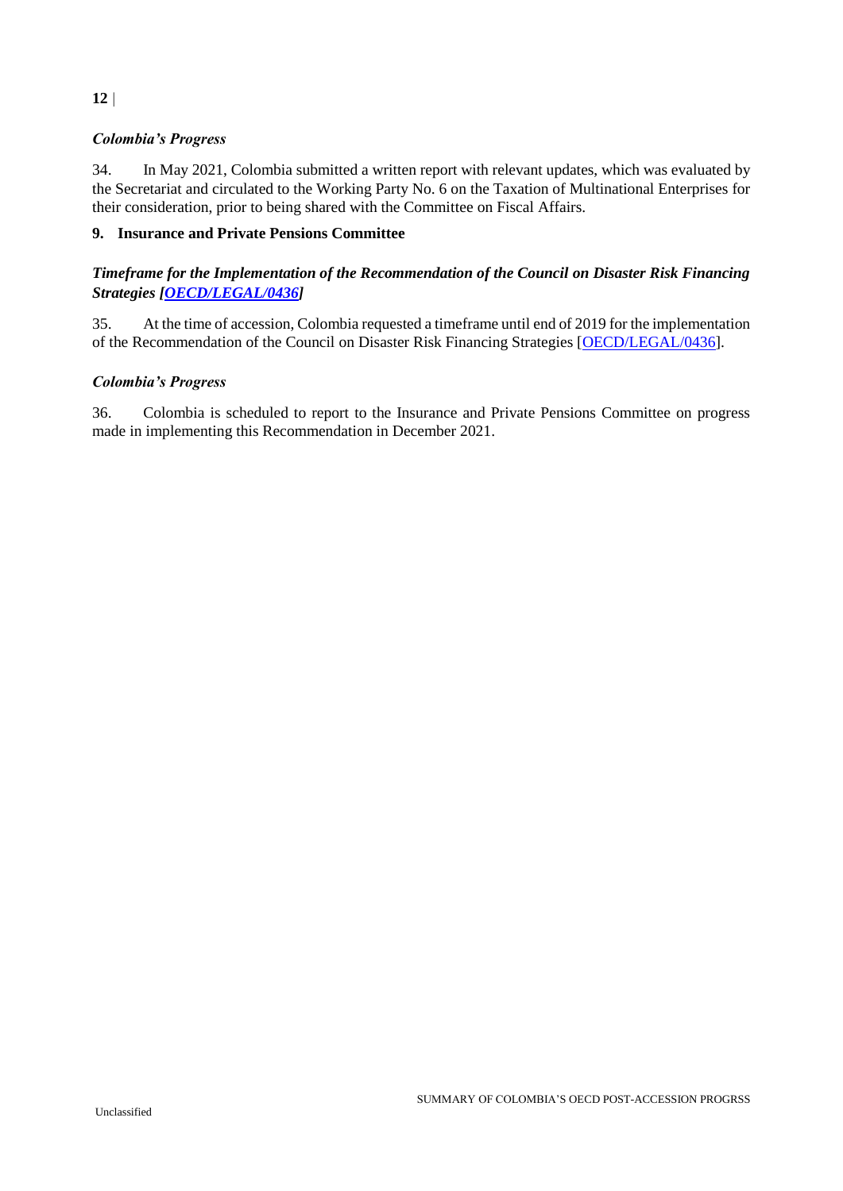*Colombia's Progress*

34. In May 2021, Colombia submitted a written report with relevant updates, which was evaluated by the Secretariat and circulated to the Working Party No. 6 on the Taxation of Multinational Enterprises for their consideration, prior to being shared with the Committee on Fiscal Affairs.

### 9. Insurance and Private Pensions Committee

***Timeframe for the Implementation of the Recommendation of the Council on Disaster Risk Financing Strategies [OECD/LEGAL/0436]***

35. At the time of accession, Colombia requested a timeframe until end of 2019 for the implementation of the Recommendation of the Council on Disaster Risk Financing Strategies [OECD/LEGAL/0436].

*Colombia's Progress*

36. Colombia is scheduled to report to the Insurance and Private Pensions Committee on progress made in implementing this Recommendation in December 2021.